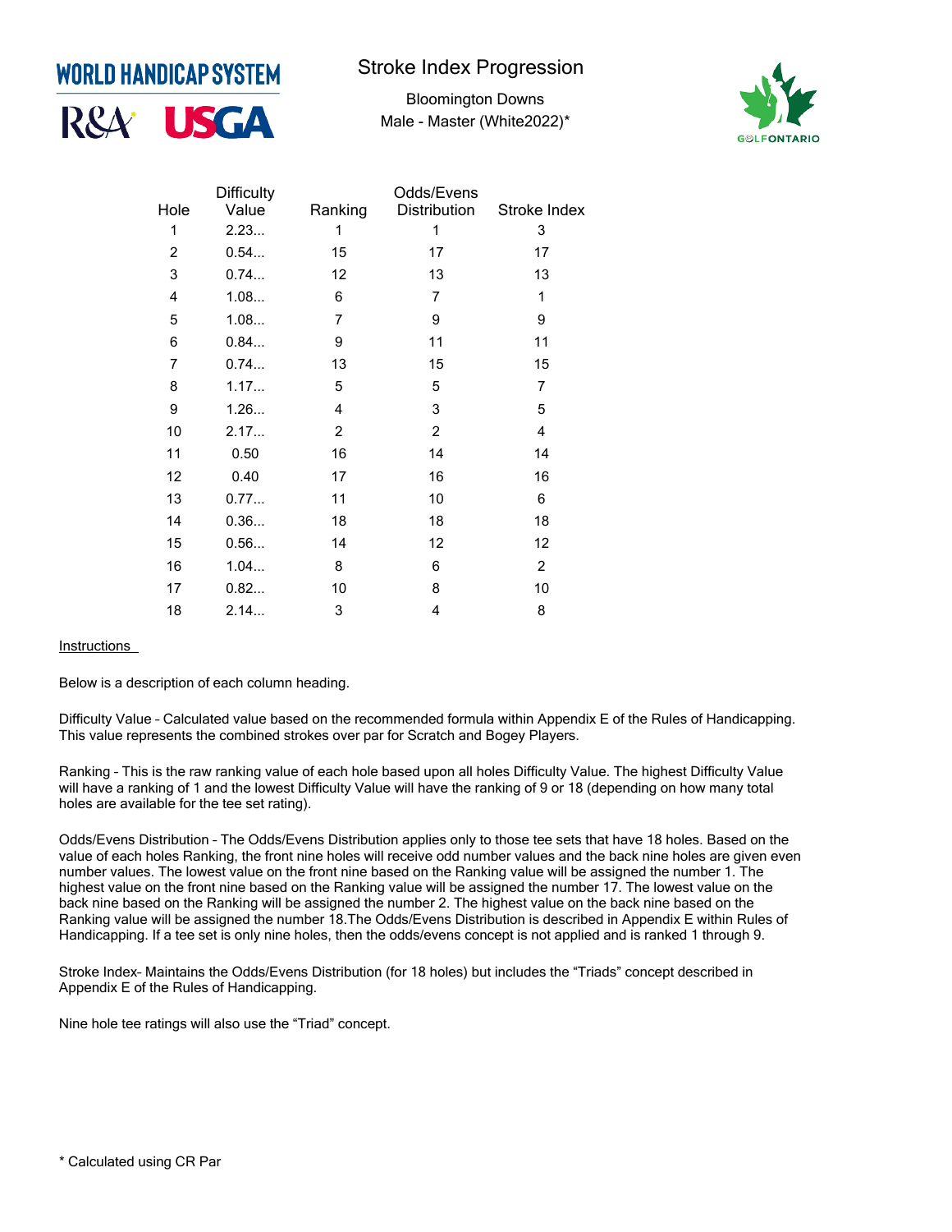WORLD HANDICAP SYSTEM

R&A USGA

# Stroke Index Progression

Bloomington Downs

Male - Master (White2022)*

GOLFONTARIO

| Hole | Difficulty Value | Ranking | Odds/Evens Distribution | Stroke Index |
|---|---|---|---|---|
| 1 | 2.23... | 1 | 1 | 3 |
| 2 | 0.54... | 15 | 17 | 17 |
| 3 | 0.74... | 12 | 13 | 13 |
| 4 | 1.08... | 6 | 7 | 1 |
| 5 | 1.08... | 7 | 9 | 9 |
| 6 | 0.84... | 9 | 11 | 11 |
| 7 | 0.74... | 13 | 15 | 15 |
| 8 | 1.17... | 5 | 5 | 7 |
| 9 | 1.26... | 4 | 3 | 5 |
| 10 | 2.17... | 2 | 2 | 4 |
| 11 | 0.50 | 16 | 14 | 14 |
| 12 | 0.40 | 17 | 16 | 16 |
| 13 | 0.77... | 11 | 10 | 6 |
| 14 | 0.36... | 18 | 18 | 18 |
| 15 | 0.56... | 14 | 12 | 12 |
| 16 | 1.04... | 8 | 6 | 2 |
| 17 | 0.82... | 10 | 8 | 10 |
| 18 | 2.14... | 3 | 4 | 8 |

Instructions

Below is a description of each column heading.

Difficulty Value – Calculated value based on the recommended formula within Appendix E of the Rules of Handicapping. This value represents the combined strokes over par for Scratch and Bogey Players.

Ranking – This is the raw ranking value of each hole based upon all holes Difficulty Value. The highest Difficulty Value will have a ranking of 1 and the lowest Difficulty Value will have the ranking of 9 or 18 (depending on how many total holes are available for the tee set rating).

Odds/Evens Distribution – The Odds/Evens Distribution applies only to those tee sets that have 18 holes. Based on the value of each holes Ranking, the front nine holes will receive odd number values and the back nine holes are given even number values. The lowest value on the front nine based on the Ranking value will be assigned the number 1. The highest value on the front nine based on the Ranking value will be assigned the number 17. The lowest value on the back nine based on the Ranking will be assigned the number 2. The highest value on the back nine based on the Ranking value will be assigned the number 18.The Odds/Evens Distribution is described in Appendix E within Rules of Handicapping. If a tee set is only nine holes, then the odds/evens concept is not applied and is ranked 1 through 9.

Stroke Index- Maintains the Odds/Evens Distribution (for 18 holes) but includes the "Triads" concept described in Appendix E of the Rules of Handicapping.

Nine hole tee ratings will also use the "Triad" concept.

* Calculated using CR Par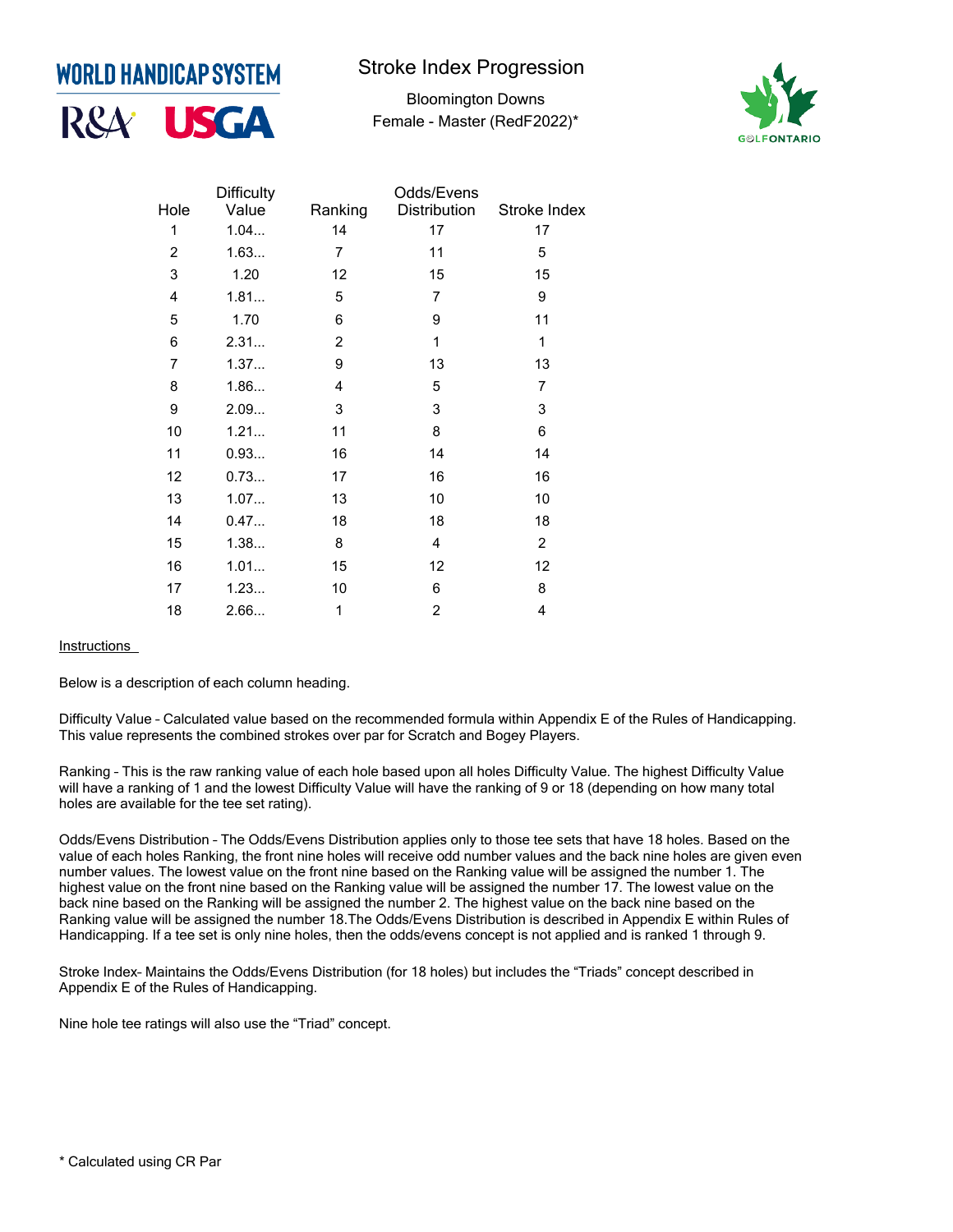WORLD HANDICAP SYSTEM

R&A USGA

# Stroke Index Progression

Bloomington Downs
Female - Master (RedF2022)*

GOLFONTARIO

| Hole | Difficulty Value | Ranking | Odds/Evens Distribution | Stroke Index |
|---|---|---|---|---|
| 1 | 1.04... | 14 | 17 | 17 |
| 2 | 1.63... | 7 | 11 | 5 |
| 3 | 1.20 | 12 | 15 | 15 |
| 4 | 1.81... | 5 | 7 | 9 |
| 5 | 1.70 | 6 | 9 | 11 |
| 6 | 2.31... | 2 | 1 | 1 |
| 7 | 1.37... | 9 | 13 | 13 |
| 8 | 1.86... | 4 | 5 | 7 |
| 9 | 2.09... | 3 | 3 | 3 |
| 10 | 1.21... | 11 | 8 | 6 |
| 11 | 0.93... | 16 | 14 | 14 |
| 12 | 0.73... | 17 | 16 | 16 |
| 13 | 1.07... | 13 | 10 | 10 |
| 14 | 0.47... | 18 | 18 | 18 |
| 15 | 1.38... | 8 | 4 | 2 |
| 16 | 1.01... | 15 | 12 | 12 |
| 17 | 1.23... | 10 | 6 | 8 |
| 18 | 2.66... | 1 | 2 | 4 |

Instructions

Below is a description of each column heading.

Difficulty Value – Calculated value based on the recommended formula within Appendix E of the Rules of Handicapping. This value represents the combined strokes over par for Scratch and Bogey Players.

Ranking – This is the raw ranking value of each hole based upon all holes Difficulty Value. The highest Difficulty Value will have a ranking of 1 and the lowest Difficulty Value will have the ranking of 9 or 18 (depending on how many total holes are available for the tee set rating).

Odds/Evens Distribution – The Odds/Evens Distribution applies only to those tee sets that have 18 holes. Based on the value of each holes Ranking, the front nine holes will receive odd number values and the back nine holes are given even number values. The lowest value on the front nine based on the Ranking value will be assigned the number 1. The highest value on the front nine based on the Ranking value will be assigned the number 17. The lowest value on the back nine based on the Ranking will be assigned the number 2. The highest value on the back nine based on the Ranking value will be assigned the number 18.The Odds/Evens Distribution is described in Appendix E within Rules of Handicapping. If a tee set is only nine holes, then the odds/evens concept is not applied and is ranked 1 through 9.

Stroke Index- Maintains the Odds/Evens Distribution (for 18 holes) but includes the "Triads" concept described in Appendix E of the Rules of Handicapping.

Nine hole tee ratings will also use the "Triad" concept.

* Calculated using CR Par